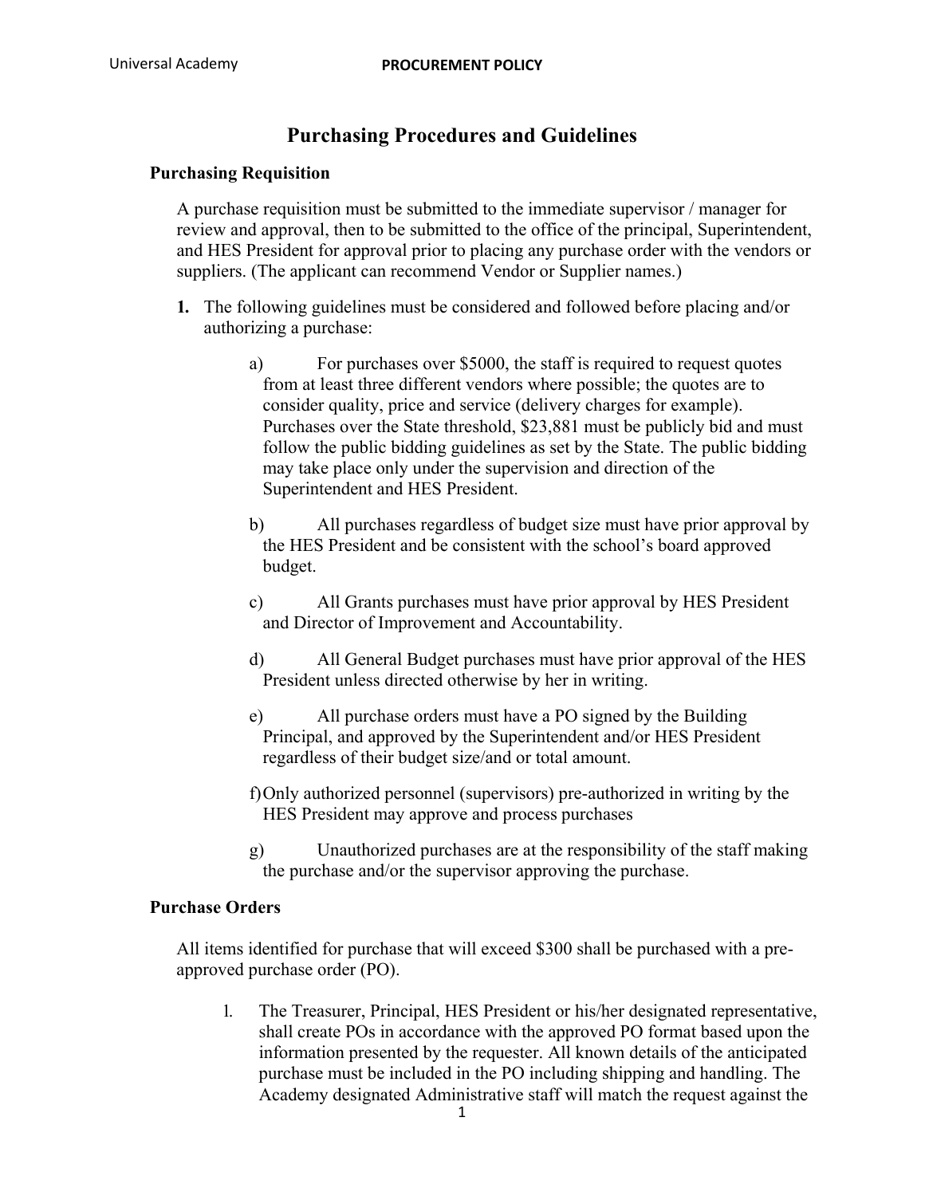# Purchasing Procedures and Guidelines

## Purchasing Requisition

A purchase requisition must be submitted to the immediate supervisor / manager for review and approval, then to be submitted to the office of the principal, Superintendent, and HES President for approval prior to placing any purchase order with the vendors or suppliers. (The applicant can recommend Vendor or Supplier names.)

1. The following guidelines must be considered and followed before placing and/or authorizing a purchase:

   a) For purchases over $5000, the staff is required to request quotes from at least three different vendors where possible; the quotes are to consider quality, price and service (delivery charges for example). Purchases over the State threshold, $23,881 must be publicly bid and must follow the public bidding guidelines as set by the State. The public bidding may take place only under the supervision and direction of the Superintendent and HES President.

   b) All purchases regardless of budget size must have prior approval by the HES President and be consistent with the school's board approved budget.

   c) All Grants purchases must have prior approval by HES President and Director of Improvement and Accountability.

   d) All General Budget purchases must have prior approval of the HES President unless directed otherwise by her in writing.

   e) All purchase orders must have a PO signed by the Building Principal, and approved by the Superintendent and/or HES President regardless of their budget size/and or total amount.

   f) Only authorized personnel (supervisors) pre-authorized in writing by the HES President may approve and process purchases

   g) Unauthorized purchases are at the responsibility of the staff making the purchase and/or the supervisor approving the purchase.

## Purchase Orders

All items identified for purchase that will exceed $300 shall be purchased with a pre-approved purchase order (PO).

1. The Treasurer, Principal, HES President or his/her designated representative, shall create POs in accordance with the approved PO format based upon the information presented by the requester. All known details of the anticipated purchase must be included in the PO including shipping and handling. The Academy designated Administrative staff will match the request against the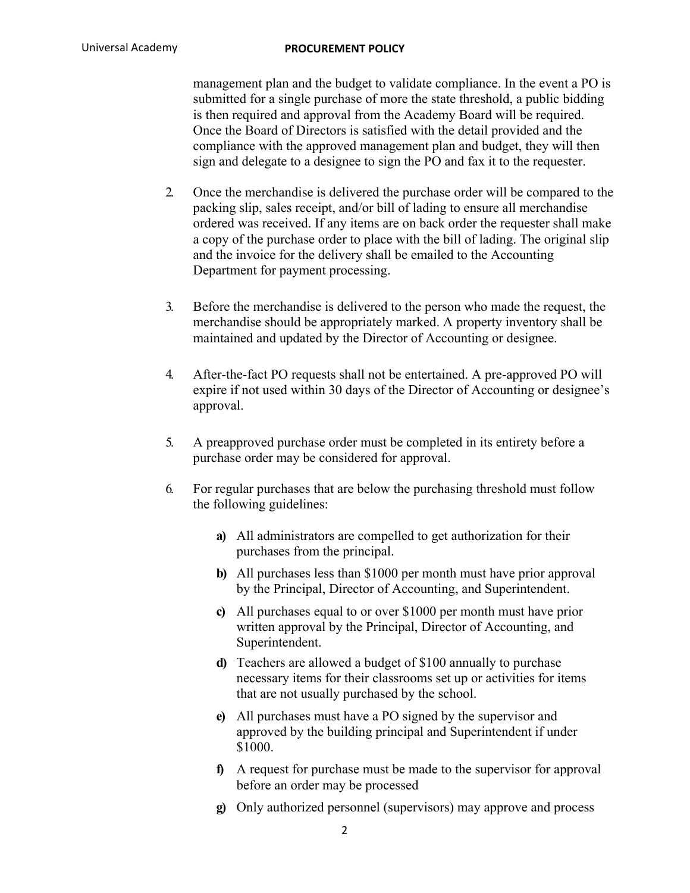management plan and the budget to validate compliance. In the event a PO is submitted for a single purchase of more the state threshold, a public bidding is then required and approval from the Academy Board will be required. Once the Board of Directors is satisfied with the detail provided and the compliance with the approved management plan and budget, they will then sign and delegate to a designee to sign the PO and fax it to the requester.

2. Once the merchandise is delivered the purchase order will be compared to the packing slip, sales receipt, and/or bill of lading to ensure all merchandise ordered was received. If any items are on back order the requester shall make a copy of the purchase order to place with the bill of lading. The original slip and the invoice for the delivery shall be emailed to the Accounting Department for payment processing.

3. Before the merchandise is delivered to the person who made the request, the merchandise should be appropriately marked. A property inventory shall be maintained and updated by the Director of Accounting or designee.

4. After-the-fact PO requests shall not be entertained. A pre-approved PO will expire if not used within 30 days of the Director of Accounting or designee's approval.

5. A preapproved purchase order must be completed in its entirety before a purchase order may be considered for approval.

6. For regular purchases that are below the purchasing threshold must follow the following guidelines:

   **a)** All administrators are compelled to get authorization for their purchases from the principal.

   **b)** All purchases less than $1000 per month must have prior approval by the Principal, Director of Accounting, and Superintendent.

   **c)** All purchases equal to or over $1000 per month must have prior written approval by the Principal, Director of Accounting, and Superintendent.

   **d)** Teachers are allowed a budget of $100 annually to purchase necessary items for their classrooms set up or activities for items that are not usually purchased by the school.

   **e)** All purchases must have a PO signed by the supervisor and approved by the building principal and Superintendent if under $1000.

   **f)** A request for purchase must be made to the supervisor for approval before an order may be processed

   **g)** Only authorized personnel (supervisors) may approve and process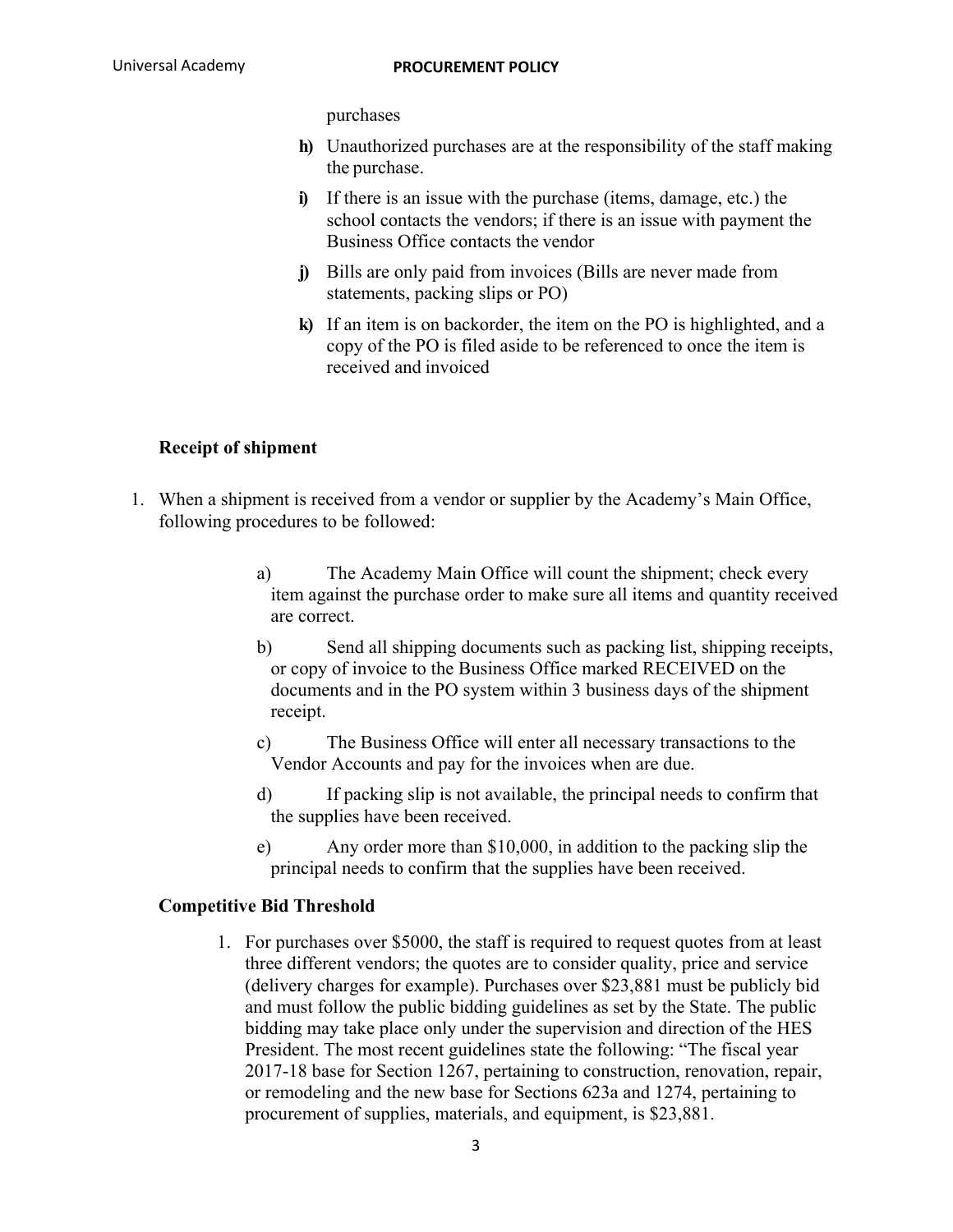purchases

- **h)** Unauthorized purchases are at the responsibility of the staff making the purchase.
- **i)** If there is an issue with the purchase (items, damage, etc.) the school contacts the vendors; if there is an issue with payment the Business Office contacts the vendor
- **j)** Bills are only paid from invoices (Bills are never made from statements, packing slips or PO)
- **k)** If an item is on backorder, the item on the PO is highlighted, and a copy of the PO is filed aside to be referenced to once the item is received and invoiced

**Receipt of shipment**

1. When a shipment is received from a vendor or supplier by the Academy's Main Office, following procedures to be followed:

   a) The Academy Main Office will count the shipment; check every item against the purchase order to make sure all items and quantity received are correct.

   b) Send all shipping documents such as packing list, shipping receipts, or copy of invoice to the Business Office marked RECEIVED on the documents and in the PO system within 3 business days of the shipment receipt.

   c) The Business Office will enter all necessary transactions to the Vendor Accounts and pay for the invoices when are due.

   d) If packing slip is not available, the principal needs to confirm that the supplies have been received.

   e) Any order more than $10,000, in addition to the packing slip the principal needs to confirm that the supplies have been received.

**Competitive Bid Threshold**

1. For purchases over $5000, the staff is required to request quotes from at least three different vendors; the quotes are to consider quality, price and service (delivery charges for example). Purchases over $23,881 must be publicly bid and must follow the public bidding guidelines as set by the State. The public bidding may take place only under the supervision and direction of the HES President. The most recent guidelines state the following: "The fiscal year 2017-18 base for Section 1267, pertaining to construction, renovation, repair, or remodeling and the new base for Sections 623a and 1274, pertaining to procurement of supplies, materials, and equipment, is $23,881.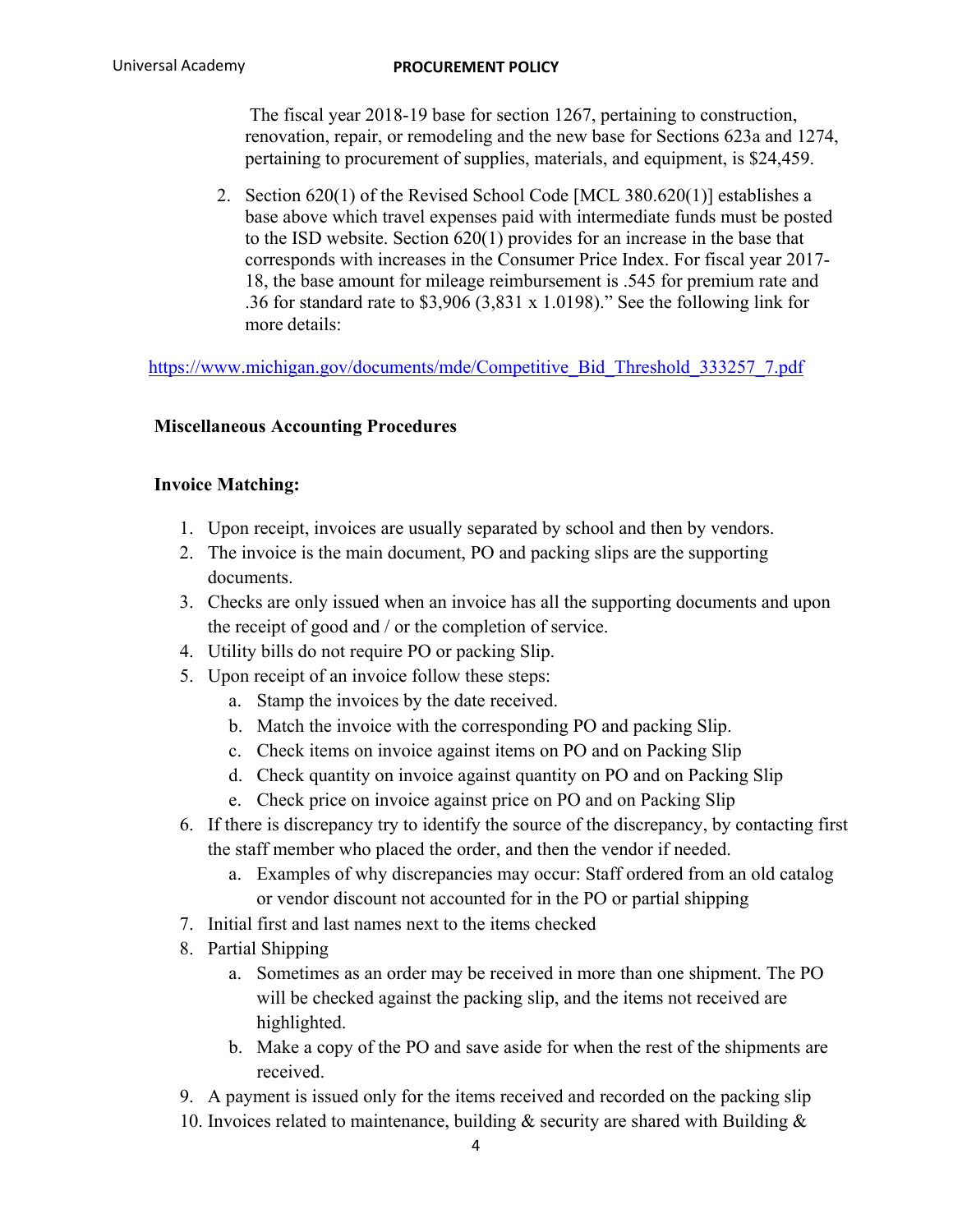The fiscal year 2018-19 base for section 1267, pertaining to construction, renovation, repair, or remodeling and the new base for Sections 623a and 1274, pertaining to procurement of supplies, materials, and equipment, is $24,459.

2. Section 620(1) of the Revised School Code [MCL 380.620(1)] establishes a base above which travel expenses paid with intermediate funds must be posted to the ISD website. Section 620(1) provides for an increase in the base that corresponds with increases in the Consumer Price Index. For fiscal year 2017-18, the base amount for mileage reimbursement is .545 for premium rate and .36 for standard rate to $3,906 (3,831 x 1.0198)." See the following link for more details:

https://www.michigan.gov/documents/mde/Competitive_Bid_Threshold_333257_7.pdf

**Miscellaneous Accounting Procedures**

**Invoice Matching:**

1. Upon receipt, invoices are usually separated by school and then by vendors.
2. The invoice is the main document, PO and packing slips are the supporting documents.
3. Checks are only issued when an invoice has all the supporting documents and upon the receipt of good and / or the completion of service.
4. Utility bills do not require PO or packing Slip.
5. Upon receipt of an invoice follow these steps:
   a. Stamp the invoices by the date received.
   b. Match the invoice with the corresponding PO and packing Slip.
   c. Check items on invoice against items on PO and on Packing Slip
   d. Check quantity on invoice against quantity on PO and on Packing Slip
   e. Check price on invoice against price on PO and on Packing Slip
6. If there is discrepancy try to identify the source of the discrepancy, by contacting first the staff member who placed the order, and then the vendor if needed.
   a. Examples of why discrepancies may occur: Staff ordered from an old catalog or vendor discount not accounted for in the PO or partial shipping
7. Initial first and last names next to the items checked
8. Partial Shipping
   a. Sometimes as an order may be received in more than one shipment. The PO will be checked against the packing slip, and the items not received are highlighted.
   b. Make a copy of the PO and save aside for when the rest of the shipments are received.
9. A payment is issued only for the items received and recorded on the packing slip
10. Invoices related to maintenance, building & security are shared with Building &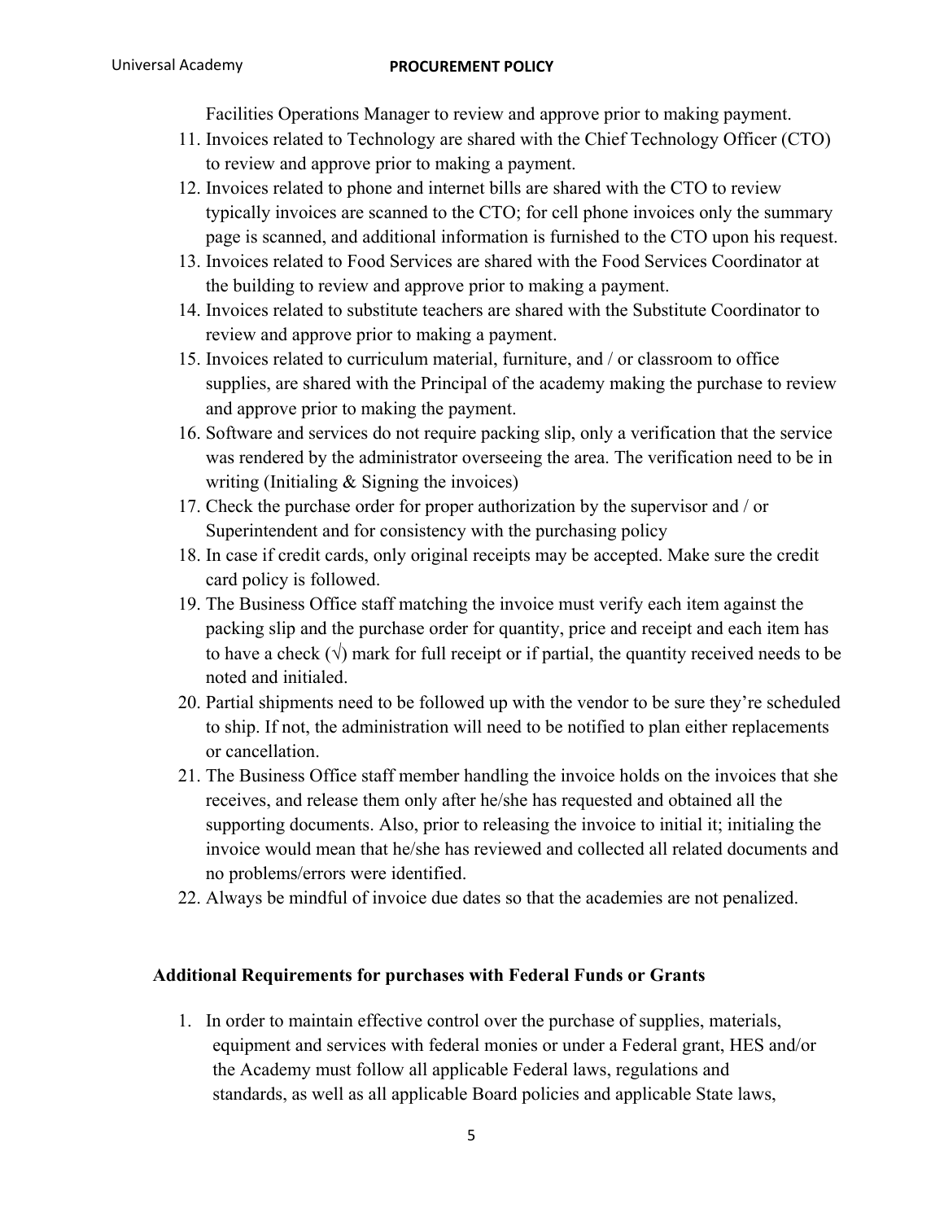Facilities Operations Manager to review and approve prior to making payment.

11. Invoices related to Technology are shared with the Chief Technology Officer (CTO) to review and approve prior to making a payment.
12. Invoices related to phone and internet bills are shared with the CTO to review typically invoices are scanned to the CTO; for cell phone invoices only the summary page is scanned, and additional information is furnished to the CTO upon his request.
13. Invoices related to Food Services are shared with the Food Services Coordinator at the building to review and approve prior to making a payment.
14. Invoices related to substitute teachers are shared with the Substitute Coordinator to review and approve prior to making a payment.
15. Invoices related to curriculum material, furniture, and / or classroom to office supplies, are shared with the Principal of the academy making the purchase to review and approve prior to making the payment.
16. Software and services do not require packing slip, only a verification that the service was rendered by the administrator overseeing the area. The verification need to be in writing (Initialing & Signing the invoices)
17. Check the purchase order for proper authorization by the supervisor and / or Superintendent and for consistency with the purchasing policy
18. In case if credit cards, only original receipts may be accepted. Make sure the credit card policy is followed.
19. The Business Office staff matching the invoice must verify each item against the packing slip and the purchase order for quantity, price and receipt and each item has to have a check (√) mark for full receipt or if partial, the quantity received needs to be noted and initialed.
20. Partial shipments need to be followed up with the vendor to be sure they're scheduled to ship. If not, the administration will need to be notified to plan either replacements or cancellation.
21. The Business Office staff member handling the invoice holds on the invoices that she receives, and release them only after he/she has requested and obtained all the supporting documents. Also, prior to releasing the invoice to initial it; initialing the invoice would mean that he/she has reviewed and collected all related documents and no problems/errors were identified.
22. Always be mindful of invoice due dates so that the academies are not penalized.

**Additional Requirements for purchases with Federal Funds or Grants**

1. In order to maintain effective control over the purchase of supplies, materials, equipment and services with federal monies or under a Federal grant, HES and/or the Academy must follow all applicable Federal laws, regulations and standards, as well as all applicable Board policies and applicable State laws,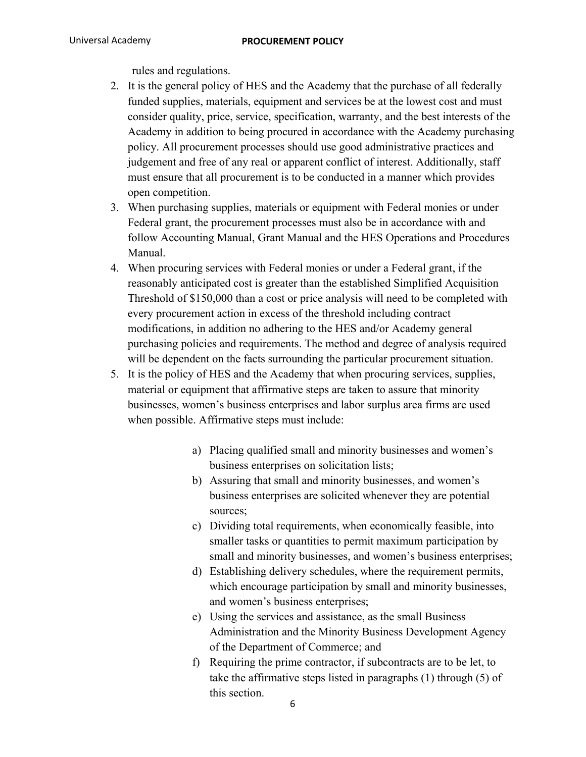rules and regulations.

2. It is the general policy of HES and the Academy that the purchase of all federally funded supplies, materials, equipment and services be at the lowest cost and must consider quality, price, service, specification, warranty, and the best interests of the Academy in addition to being procured in accordance with the Academy purchasing policy. All procurement processes should use good administrative practices and judgement and free of any real or apparent conflict of interest. Additionally, staff must ensure that all procurement is to be conducted in a manner which provides open competition.
3. When purchasing supplies, materials or equipment with Federal monies or under Federal grant, the procurement processes must also be in accordance with and follow Accounting Manual, Grant Manual and the HES Operations and Procedures Manual.
4. When procuring services with Federal monies or under a Federal grant, if the reasonably anticipated cost is greater than the established Simplified Acquisition Threshold of $150,000 than a cost or price analysis will need to be completed with every procurement action in excess of the threshold including contract modifications, in addition no adhering to the HES and/or Academy general purchasing policies and requirements. The method and degree of analysis required will be dependent on the facts surrounding the particular procurement situation.
5. It is the policy of HES and the Academy that when procuring services, supplies, material or equipment that affirmative steps are taken to assure that minority businesses, women's business enterprises and labor surplus area firms are used when possible. Affirmative steps must include:

    a) Placing qualified small and minority businesses and women's business enterprises on solicitation lists;
    b) Assuring that small and minority businesses, and women's business enterprises are solicited whenever they are potential sources;
    c) Dividing total requirements, when economically feasible, into smaller tasks or quantities to permit maximum participation by small and minority businesses, and women's business enterprises;
    d) Establishing delivery schedules, where the requirement permits, which encourage participation by small and minority businesses, and women's business enterprises;
    e) Using the services and assistance, as the small Business Administration and the Minority Business Development Agency of the Department of Commerce; and
    f) Requiring the prime contractor, if subcontracts are to be let, to take the affirmative steps listed in paragraphs (1) through (5) of this section.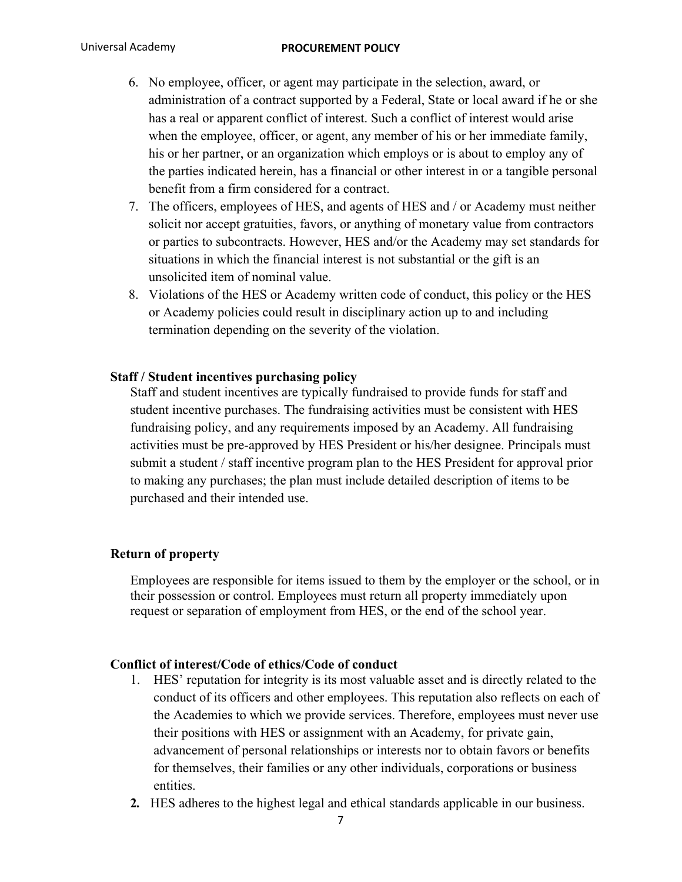6. No employee, officer, or agent may participate in the selection, award, or administration of a contract supported by a Federal, State or local award if he or she has a real or apparent conflict of interest. Such a conflict of interest would arise when the employee, officer, or agent, any member of his or her immediate family, his or her partner, or an organization which employs or is about to employ any of the parties indicated herein, has a financial or other interest in or a tangible personal benefit from a firm considered for a contract.
7. The officers, employees of HES, and agents of HES and / or Academy must neither solicit nor accept gratuities, favors, or anything of monetary value from contractors or parties to subcontracts. However, HES and/or the Academy may set standards for situations in which the financial interest is not substantial or the gift is an unsolicited item of nominal value.
8. Violations of the HES or Academy written code of conduct, this policy or the HES or Academy policies could result in disciplinary action up to and including termination depending on the severity of the violation.

**Staff / Student incentives purchasing policy**

Staff and student incentives are typically fundraised to provide funds for staff and student incentive purchases. The fundraising activities must be consistent with HES fundraising policy, and any requirements imposed by an Academy. All fundraising activities must be pre-approved by HES President or his/her designee. Principals must submit a student / staff incentive program plan to the HES President for approval prior to making any purchases; the plan must include detailed description of items to be purchased and their intended use.

**Return of property**

Employees are responsible for items issued to them by the employer or the school, or in their possession or control. Employees must return all property immediately upon request or separation of employment from HES, or the end of the school year.

**Conflict of interest/Code of ethics/Code of conduct**

1. HES' reputation for integrity is its most valuable asset and is directly related to the conduct of its officers and other employees. This reputation also reflects on each of the Academies to which we provide services. Therefore, employees must never use their positions with HES or assignment with an Academy, for private gain, advancement of personal relationships or interests nor to obtain favors or benefits for themselves, their families or any other individuals, corporations or business entities.
2. HES adheres to the highest legal and ethical standards applicable in our business.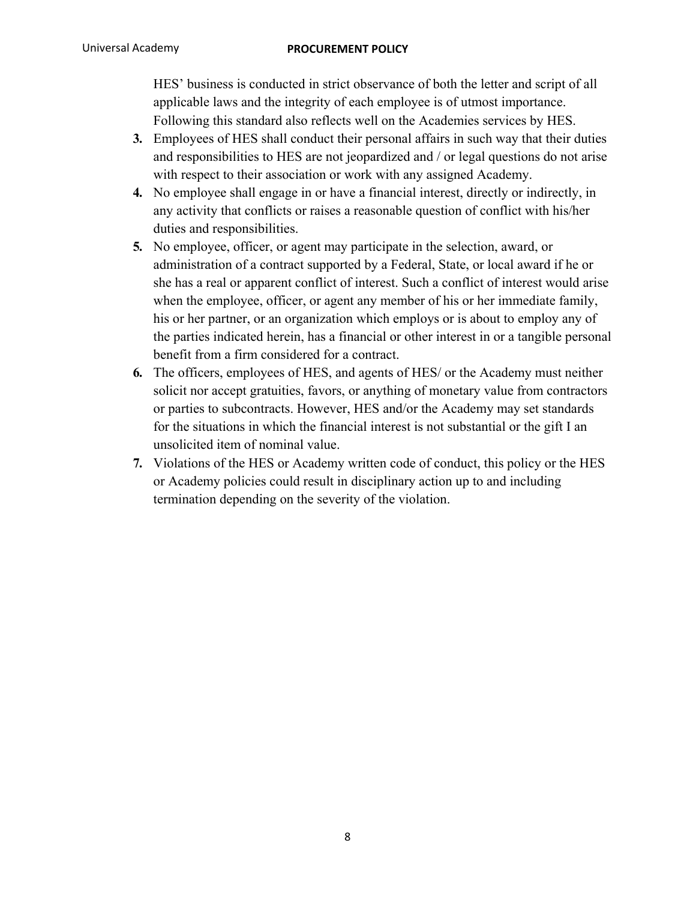HES' business is conducted in strict observance of both the letter and script of all applicable laws and the integrity of each employee is of utmost importance. Following this standard also reflects well on the Academies services by HES.

3. Employees of HES shall conduct their personal affairs in such way that their duties and responsibilities to HES are not jeopardized and / or legal questions do not arise with respect to their association or work with any assigned Academy.
4. No employee shall engage in or have a financial interest, directly or indirectly, in any activity that conflicts or raises a reasonable question of conflict with his/her duties and responsibilities.
5. No employee, officer, or agent may participate in the selection, award, or administration of a contract supported by a Federal, State, or local award if he or she has a real or apparent conflict of interest. Such a conflict of interest would arise when the employee, officer, or agent any member of his or her immediate family, his or her partner, or an organization which employs or is about to employ any of the parties indicated herein, has a financial or other interest in or a tangible personal benefit from a firm considered for a contract.
6. The officers, employees of HES, and agents of HES/ or the Academy must neither solicit nor accept gratuities, favors, or anything of monetary value from contractors or parties to subcontracts. However, HES and/or the Academy may set standards for the situations in which the financial interest is not substantial or the gift I an unsolicited item of nominal value.
7. Violations of the HES or Academy written code of conduct, this policy or the HES or Academy policies could result in disciplinary action up to and including termination depending on the severity of the violation.